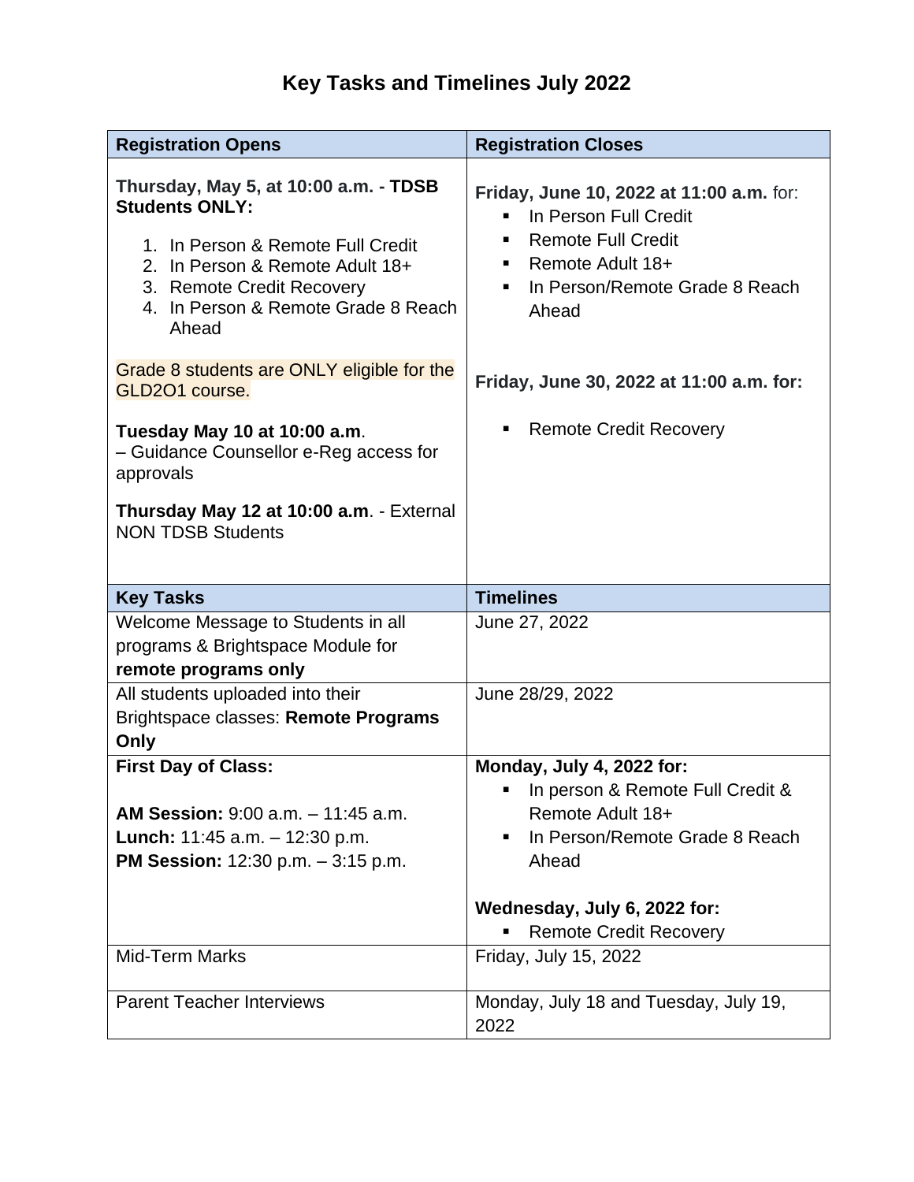# Key Tasks and Timelines July 2022

| Registration Opens | Registration Closes |
| --- | --- |
| **Thursday, May 5, at 10:00 a.m. - TDSB Students ONLY:**<br>1. In Person & Remote Full Credit<br>2. In Person & Remote Adult 18+<br>3. Remote Credit Recovery<br>4. In Person & Remote Grade 8 Reach Ahead<br><br>Grade 8 students are ONLY eligible for the GLD2O1 course.<br><br>**Tuesday May 10 at 10:00 a.m**.<br>– Guidance Counsellor e-Reg access for approvals<br><br>**Thursday May 12 at 10:00 a.m**. - External NON TDSB Students | **Friday, June 10, 2022 at 11:00 a.m.** for:<br>▪ In Person Full Credit<br>▪ Remote Full Credit<br>▪ Remote Adult 18+<br>▪ In Person/Remote Grade 8 Reach Ahead<br><br>**Friday, June 30, 2022 at 11:00 a.m. for:**<br>▪ Remote Credit Recovery |
| **Key Tasks** | **Timelines** |
| Welcome Message to Students in all programs & Brightspace Module for **remote programs only** | June 27, 2022 |
| All students uploaded into their Brightspace classes: **Remote Programs Only** | June 28/29, 2022 |
| **First Day of Class:**<br><br>**AM Session:** 9:00 a.m. – 11:45 a.m.<br>**Lunch:** 11:45 a.m. – 12:30 p.m.<br>**PM Session:** 12:30 p.m. – 3:15 p.m. | **Monday, July 4, 2022 for:**<br>▪ In person & Remote Full Credit & Remote Adult 18+<br>▪ In Person/Remote Grade 8 Reach Ahead<br><br>**Wednesday, July 6, 2022 for:**<br>▪ Remote Credit Recovery |
| Mid-Term Marks | Friday, July 15, 2022 |
| Parent Teacher Interviews | Monday, July 18 and Tuesday, July 19, 2022 |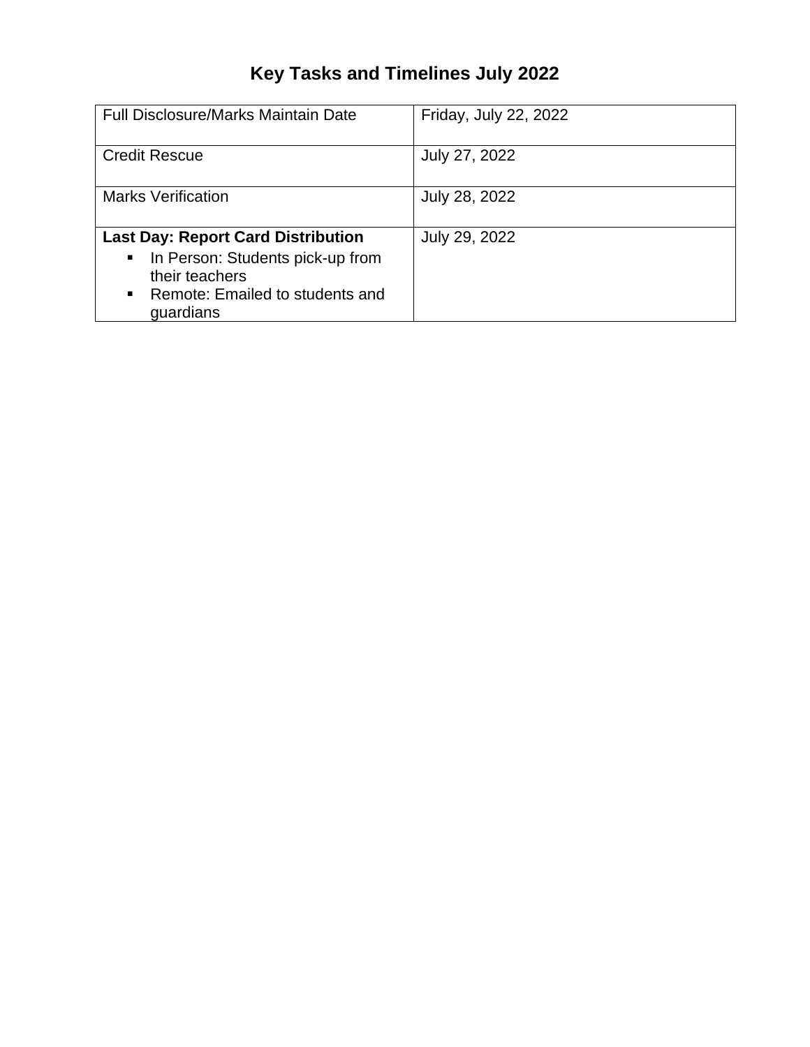# Key Tasks and Timelines July 2022

| | |
|---|---|
| Full Disclosure/Marks Maintain Date | Friday, July 22, 2022 |
| Credit Rescue | July 27, 2022 |
| Marks Verification | July 28, 2022 |
| **Last Day: Report Card Distribution**<br>▪ In Person: Students pick-up from their teachers<br>▪ Remote: Emailed to students and guardians | July 29, 2022 |